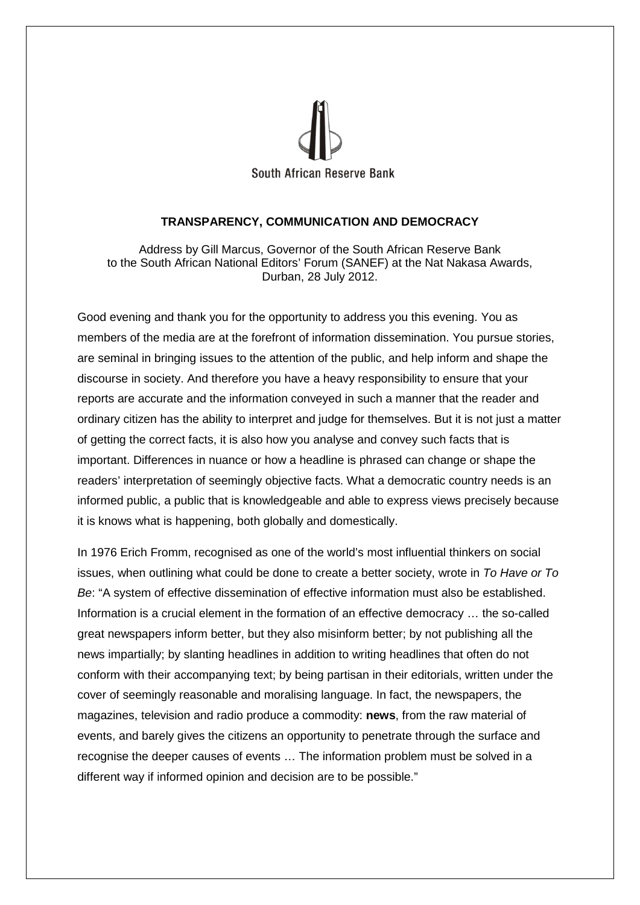South African Reserve Bank

# TRANSPARENCY, COMMUNICATION AND DEMOCRACY

Address by Gill Marcus, Governor of the South African Reserve Bank to the South African National Editors' Forum (SANEF) at the Nat Nakasa Awards, Durban, 28 July 2012.

Good evening and thank you for the opportunity to address you this evening. You as members of the media are at the forefront of information dissemination. You pursue stories, are seminal in bringing issues to the attention of the public, and help inform and shape the discourse in society. And therefore you have a heavy responsibility to ensure that your reports are accurate and the information conveyed in such a manner that the reader and ordinary citizen has the ability to interpret and judge for themselves. But it is not just a matter of getting the correct facts, it is also how you analyse and convey such facts that is important. Differences in nuance or how a headline is phrased can change or shape the readers' interpretation of seemingly objective facts. What a democratic country needs is an informed public, a public that is knowledgeable and able to express views precisely because it is knows what is happening, both globally and domestically.

In 1976 Erich Fromm, recognised as one of the world's most influential thinkers on social issues, when outlining what could be done to create a better society, wrote in *To Have or To Be*: "A system of effective dissemination of effective information must also be established. Information is a crucial element in the formation of an effective democracy … the so-called great newspapers inform better, but they also misinform better; by not publishing all the news impartially; by slanting headlines in addition to writing headlines that often do not conform with their accompanying text; by being partisan in their editorials, written under the cover of seemingly reasonable and moralising language. In fact, the newspapers, the magazines, television and radio produce a commodity: **news**, from the raw material of events, and barely gives the citizens an opportunity to penetrate through the surface and recognise the deeper causes of events … The information problem must be solved in a different way if informed opinion and decision are to be possible."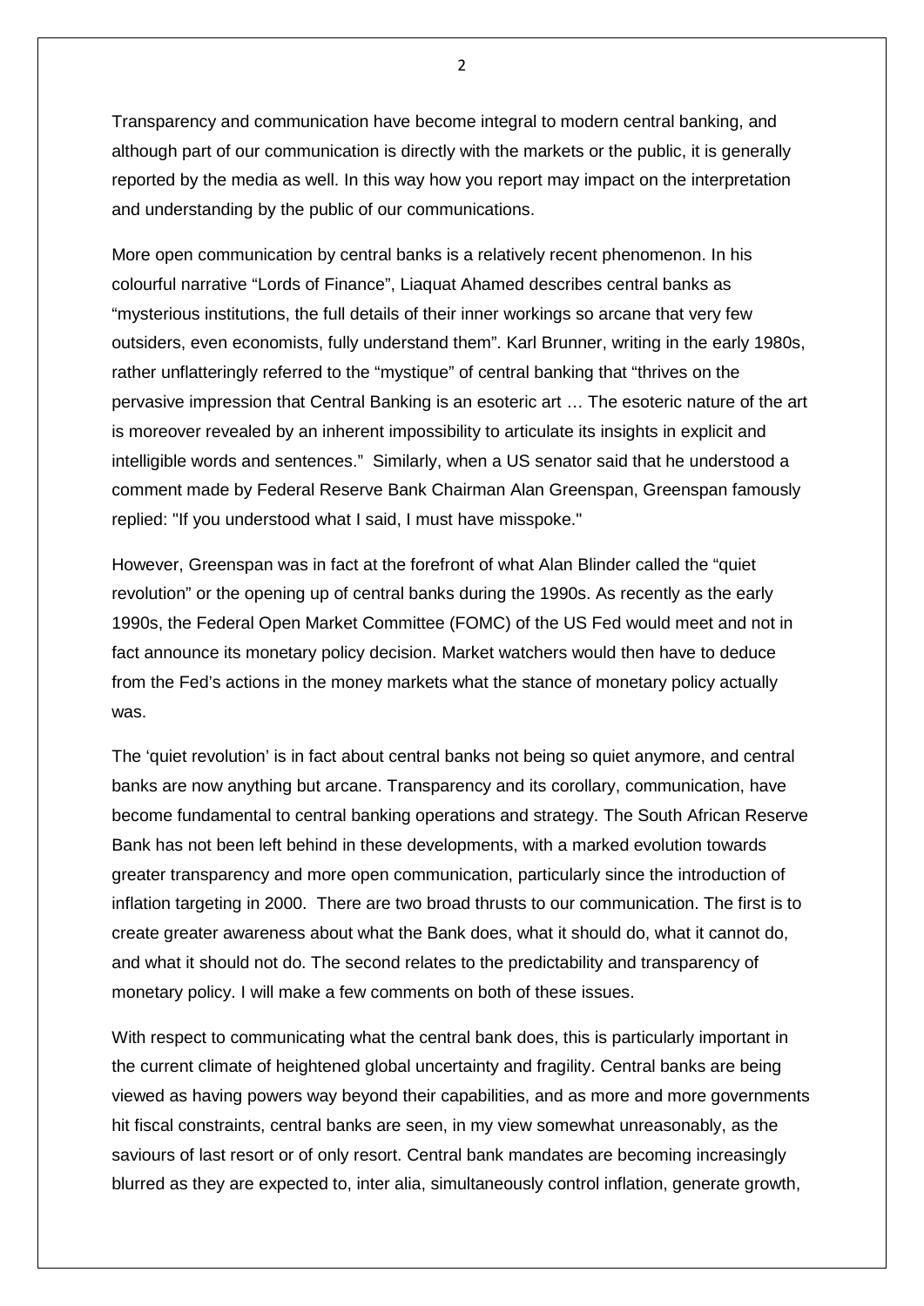Transparency and communication have become integral to modern central banking, and although part of our communication is directly with the markets or the public, it is generally reported by the media as well. In this way how you report may impact on the interpretation and understanding by the public of our communications.

More open communication by central banks is a relatively recent phenomenon. In his colourful narrative "Lords of Finance", Liaquat Ahamed describes central banks as "mysterious institutions, the full details of their inner workings so arcane that very few outsiders, even economists, fully understand them". Karl Brunner, writing in the early 1980s, rather unflatteringly referred to the "mystique" of central banking that "thrives on the pervasive impression that Central Banking is an esoteric art … The esoteric nature of the art is moreover revealed by an inherent impossibility to articulate its insights in explicit and intelligible words and sentences." Similarly, when a US senator said that he understood a comment made by Federal Reserve Bank Chairman Alan Greenspan, Greenspan famously replied: "If you understood what I said, I must have misspoke."

However, Greenspan was in fact at the forefront of what Alan Blinder called the "quiet revolution" or the opening up of central banks during the 1990s. As recently as the early 1990s, the Federal Open Market Committee (FOMC) of the US Fed would meet and not in fact announce its monetary policy decision. Market watchers would then have to deduce from the Fed's actions in the money markets what the stance of monetary policy actually was.

The 'quiet revolution' is in fact about central banks not being so quiet anymore, and central banks are now anything but arcane. Transparency and its corollary, communication, have become fundamental to central banking operations and strategy. The South African Reserve Bank has not been left behind in these developments, with a marked evolution towards greater transparency and more open communication, particularly since the introduction of inflation targeting in 2000. There are two broad thrusts to our communication. The first is to create greater awareness about what the Bank does, what it should do, what it cannot do, and what it should not do. The second relates to the predictability and transparency of monetary policy. I will make a few comments on both of these issues.

With respect to communicating what the central bank does, this is particularly important in the current climate of heightened global uncertainty and fragility. Central banks are being viewed as having powers way beyond their capabilities, and as more and more governments hit fiscal constraints, central banks are seen, in my view somewhat unreasonably, as the saviours of last resort or of only resort. Central bank mandates are becoming increasingly blurred as they are expected to, inter alia, simultaneously control inflation, generate growth,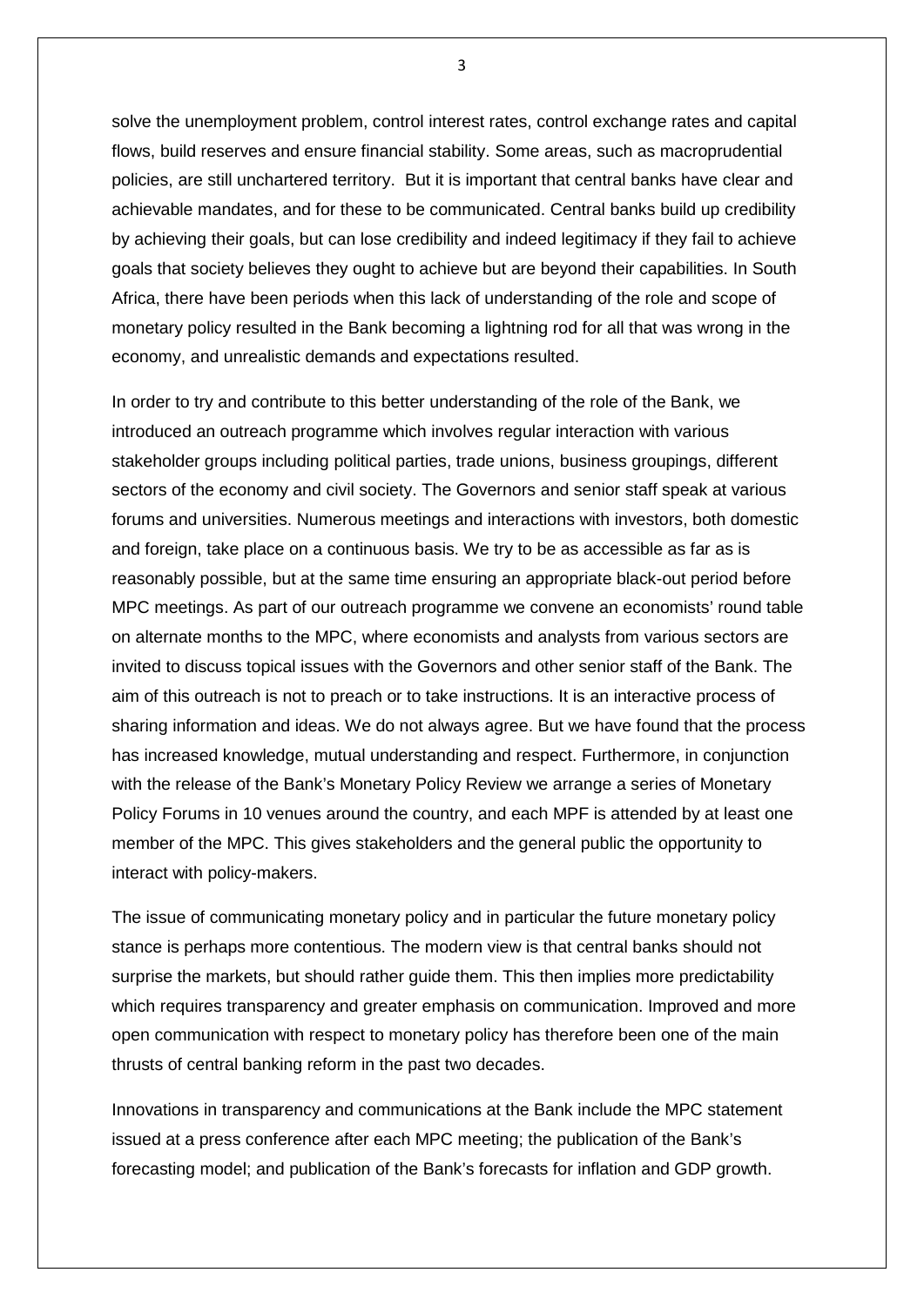solve the unemployment problem, control interest rates, control exchange rates and capital flows, build reserves and ensure financial stability. Some areas, such as macroprudential policies, are still unchartered territory. But it is important that central banks have clear and achievable mandates, and for these to be communicated. Central banks build up credibility by achieving their goals, but can lose credibility and indeed legitimacy if they fail to achieve goals that society believes they ought to achieve but are beyond their capabilities. In South Africa, there have been periods when this lack of understanding of the role and scope of monetary policy resulted in the Bank becoming a lightning rod for all that was wrong in the economy, and unrealistic demands and expectations resulted.

In order to try and contribute to this better understanding of the role of the Bank, we introduced an outreach programme which involves regular interaction with various stakeholder groups including political parties, trade unions, business groupings, different sectors of the economy and civil society. The Governors and senior staff speak at various forums and universities. Numerous meetings and interactions with investors, both domestic and foreign, take place on a continuous basis. We try to be as accessible as far as is reasonably possible, but at the same time ensuring an appropriate black-out period before MPC meetings. As part of our outreach programme we convene an economists' round table on alternate months to the MPC, where economists and analysts from various sectors are invited to discuss topical issues with the Governors and other senior staff of the Bank. The aim of this outreach is not to preach or to take instructions. It is an interactive process of sharing information and ideas. We do not always agree. But we have found that the process has increased knowledge, mutual understanding and respect. Furthermore, in conjunction with the release of the Bank's Monetary Policy Review we arrange a series of Monetary Policy Forums in 10 venues around the country, and each MPF is attended by at least one member of the MPC. This gives stakeholders and the general public the opportunity to interact with policy-makers.

The issue of communicating monetary policy and in particular the future monetary policy stance is perhaps more contentious. The modern view is that central banks should not surprise the markets, but should rather guide them. This then implies more predictability which requires transparency and greater emphasis on communication. Improved and more open communication with respect to monetary policy has therefore been one of the main thrusts of central banking reform in the past two decades.

Innovations in transparency and communications at the Bank include the MPC statement issued at a press conference after each MPC meeting; the publication of the Bank's forecasting model; and publication of the Bank's forecasts for inflation and GDP growth.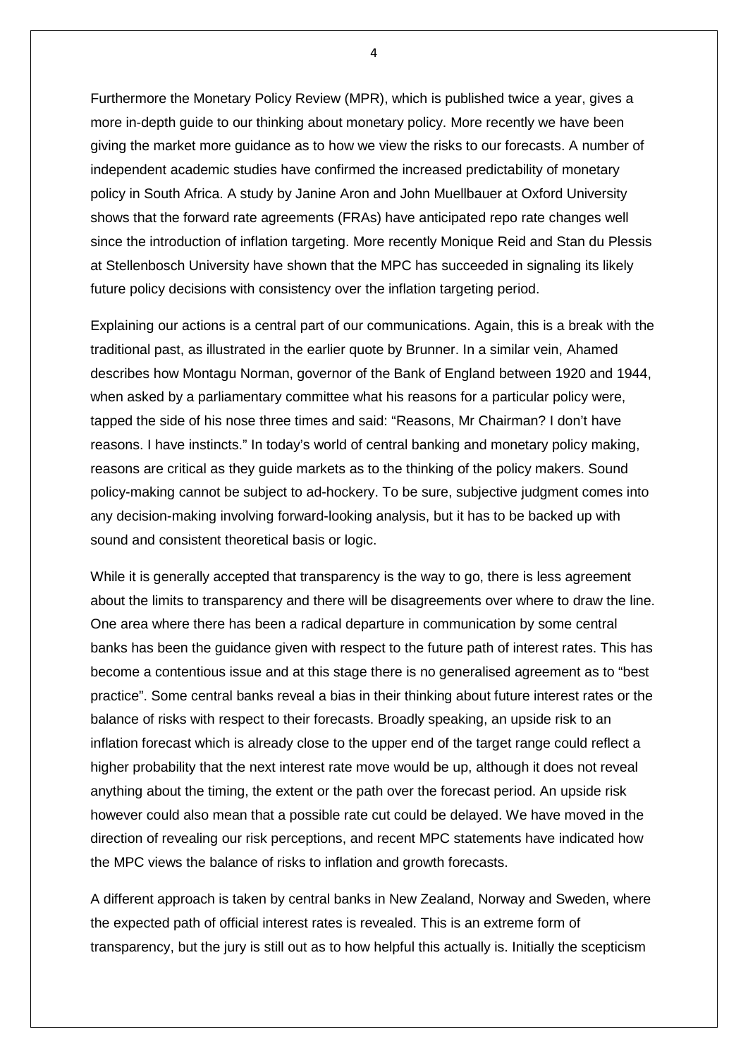Furthermore the Monetary Policy Review (MPR), which is published twice a year, gives a more in-depth guide to our thinking about monetary policy. More recently we have been giving the market more guidance as to how we view the risks to our forecasts. A number of independent academic studies have confirmed the increased predictability of monetary policy in South Africa. A study by Janine Aron and John Muellbauer at Oxford University shows that the forward rate agreements (FRAs) have anticipated repo rate changes well since the introduction of inflation targeting. More recently Monique Reid and Stan du Plessis at Stellenbosch University have shown that the MPC has succeeded in signaling its likely future policy decisions with consistency over the inflation targeting period.

Explaining our actions is a central part of our communications. Again, this is a break with the traditional past, as illustrated in the earlier quote by Brunner. In a similar vein, Ahamed describes how Montagu Norman, governor of the Bank of England between 1920 and 1944, when asked by a parliamentary committee what his reasons for a particular policy were, tapped the side of his nose three times and said: "Reasons, Mr Chairman? I don't have reasons. I have instincts." In today's world of central banking and monetary policy making, reasons are critical as they guide markets as to the thinking of the policy makers. Sound policy-making cannot be subject to ad-hockery. To be sure, subjective judgment comes into any decision-making involving forward-looking analysis, but it has to be backed up with sound and consistent theoretical basis or logic.

While it is generally accepted that transparency is the way to go, there is less agreement about the limits to transparency and there will be disagreements over where to draw the line. One area where there has been a radical departure in communication by some central banks has been the guidance given with respect to the future path of interest rates. This has become a contentious issue and at this stage there is no generalised agreement as to "best practice". Some central banks reveal a bias in their thinking about future interest rates or the balance of risks with respect to their forecasts. Broadly speaking, an upside risk to an inflation forecast which is already close to the upper end of the target range could reflect a higher probability that the next interest rate move would be up, although it does not reveal anything about the timing, the extent or the path over the forecast period. An upside risk however could also mean that a possible rate cut could be delayed. We have moved in the direction of revealing our risk perceptions, and recent MPC statements have indicated how the MPC views the balance of risks to inflation and growth forecasts.

A different approach is taken by central banks in New Zealand, Norway and Sweden, where the expected path of official interest rates is revealed. This is an extreme form of transparency, but the jury is still out as to how helpful this actually is. Initially the scepticism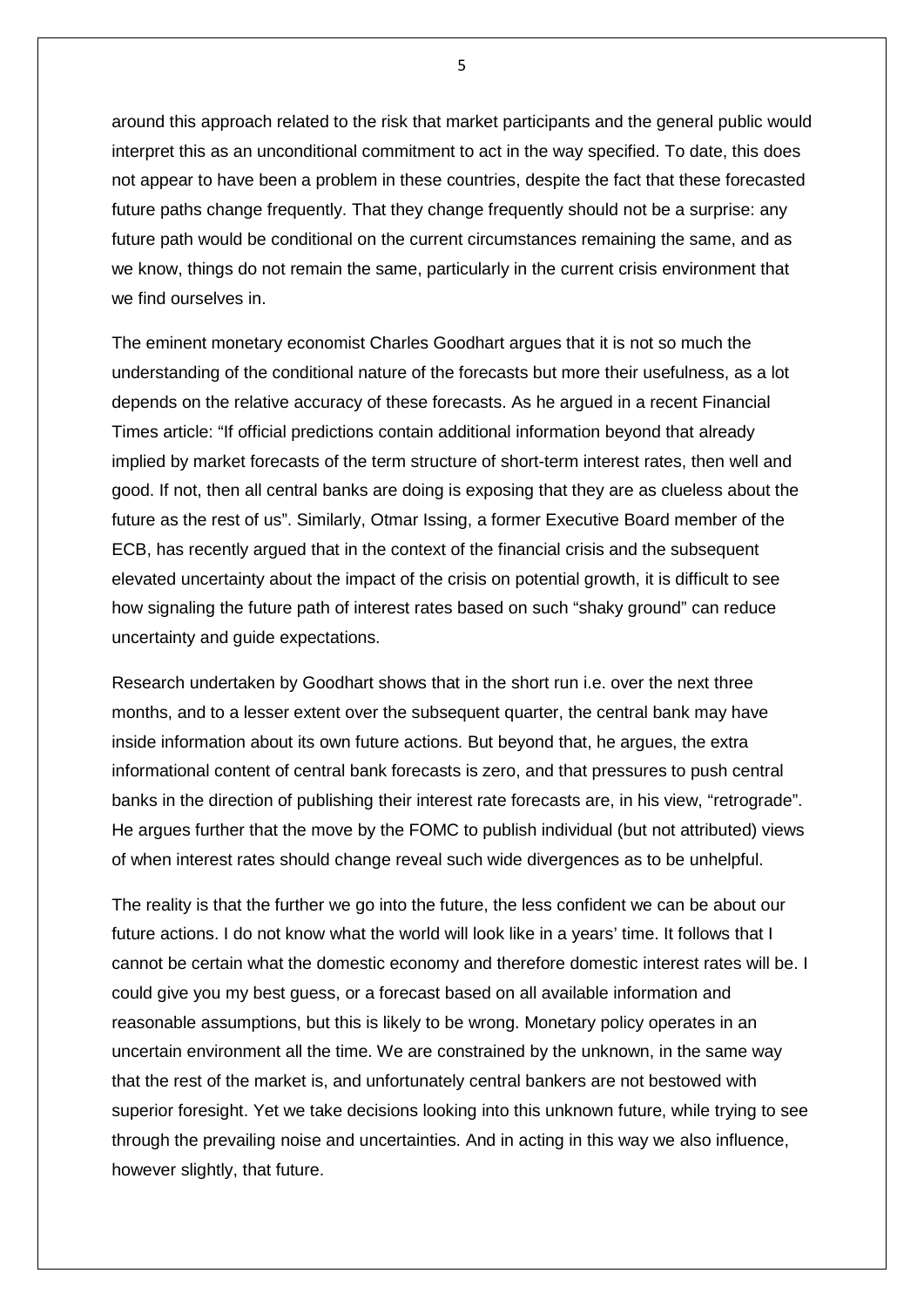around this approach related to the risk that market participants and the general public would interpret this as an unconditional commitment to act in the way specified. To date, this does not appear to have been a problem in these countries, despite the fact that these forecasted future paths change frequently. That they change frequently should not be a surprise: any future path would be conditional on the current circumstances remaining the same, and as we know, things do not remain the same, particularly in the current crisis environment that we find ourselves in.

The eminent monetary economist Charles Goodhart argues that it is not so much the understanding of the conditional nature of the forecasts but more their usefulness, as a lot depends on the relative accuracy of these forecasts. As he argued in a recent Financial Times article: "If official predictions contain additional information beyond that already implied by market forecasts of the term structure of short-term interest rates, then well and good. If not, then all central banks are doing is exposing that they are as clueless about the future as the rest of us". Similarly, Otmar Issing, a former Executive Board member of the ECB, has recently argued that in the context of the financial crisis and the subsequent elevated uncertainty about the impact of the crisis on potential growth, it is difficult to see how signaling the future path of interest rates based on such "shaky ground" can reduce uncertainty and guide expectations.

Research undertaken by Goodhart shows that in the short run i.e. over the next three months, and to a lesser extent over the subsequent quarter, the central bank may have inside information about its own future actions. But beyond that, he argues, the extra informational content of central bank forecasts is zero, and that pressures to push central banks in the direction of publishing their interest rate forecasts are, in his view, "retrograde". He argues further that the move by the FOMC to publish individual (but not attributed) views of when interest rates should change reveal such wide divergences as to be unhelpful.

The reality is that the further we go into the future, the less confident we can be about our future actions. I do not know what the world will look like in a years' time. It follows that I cannot be certain what the domestic economy and therefore domestic interest rates will be. I could give you my best guess, or a forecast based on all available information and reasonable assumptions, but this is likely to be wrong. Monetary policy operates in an uncertain environment all the time. We are constrained by the unknown, in the same way that the rest of the market is, and unfortunately central bankers are not bestowed with superior foresight. Yet we take decisions looking into this unknown future, while trying to see through the prevailing noise and uncertainties. And in acting in this way we also influence, however slightly, that future.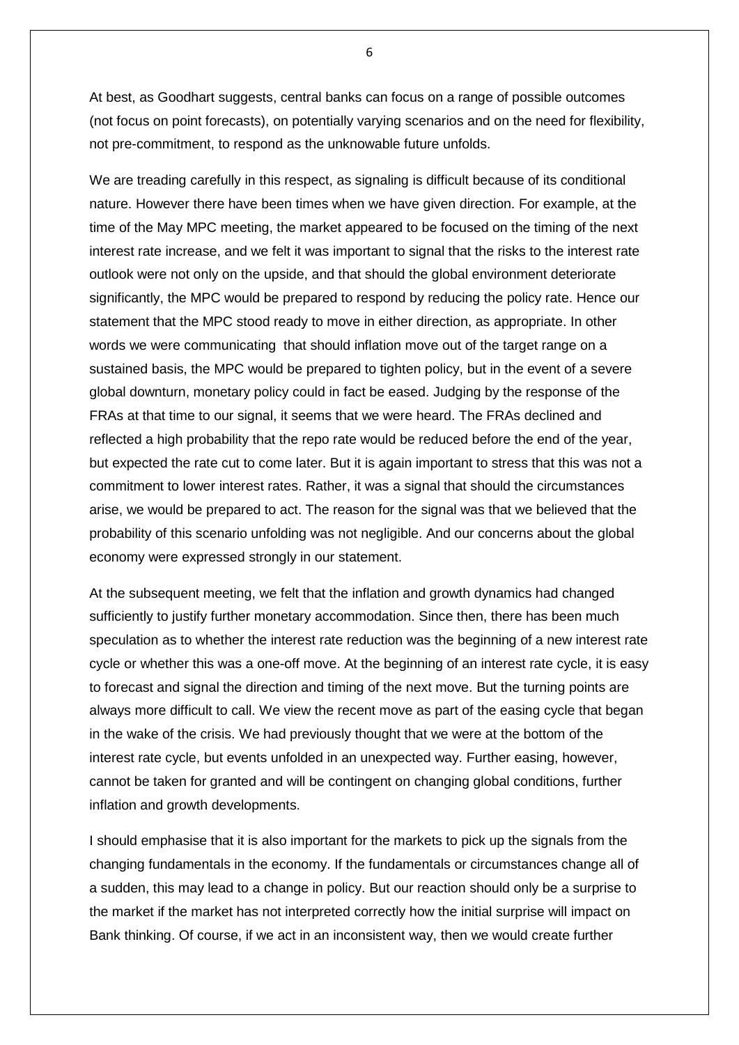At best, as Goodhart suggests, central banks can focus on a range of possible outcomes (not focus on point forecasts), on potentially varying scenarios and on the need for flexibility, not pre-commitment, to respond as the unknowable future unfolds.

We are treading carefully in this respect, as signaling is difficult because of its conditional nature. However there have been times when we have given direction. For example, at the time of the May MPC meeting, the market appeared to be focused on the timing of the next interest rate increase, and we felt it was important to signal that the risks to the interest rate outlook were not only on the upside, and that should the global environment deteriorate significantly, the MPC would be prepared to respond by reducing the policy rate. Hence our statement that the MPC stood ready to move in either direction, as appropriate. In other words we were communicating that should inflation move out of the target range on a sustained basis, the MPC would be prepared to tighten policy, but in the event of a severe global downturn, monetary policy could in fact be eased. Judging by the response of the FRAs at that time to our signal, it seems that we were heard. The FRAs declined and reflected a high probability that the repo rate would be reduced before the end of the year, but expected the rate cut to come later. But it is again important to stress that this was not a commitment to lower interest rates. Rather, it was a signal that should the circumstances arise, we would be prepared to act. The reason for the signal was that we believed that the probability of this scenario unfolding was not negligible. And our concerns about the global economy were expressed strongly in our statement.

At the subsequent meeting, we felt that the inflation and growth dynamics had changed sufficiently to justify further monetary accommodation. Since then, there has been much speculation as to whether the interest rate reduction was the beginning of a new interest rate cycle or whether this was a one-off move. At the beginning of an interest rate cycle, it is easy to forecast and signal the direction and timing of the next move. But the turning points are always more difficult to call. We view the recent move as part of the easing cycle that began in the wake of the crisis. We had previously thought that we were at the bottom of the interest rate cycle, but events unfolded in an unexpected way. Further easing, however, cannot be taken for granted and will be contingent on changing global conditions, further inflation and growth developments.

I should emphasise that it is also important for the markets to pick up the signals from the changing fundamentals in the economy. If the fundamentals or circumstances change all of a sudden, this may lead to a change in policy. But our reaction should only be a surprise to the market if the market has not interpreted correctly how the initial surprise will impact on Bank thinking. Of course, if we act in an inconsistent way, then we would create further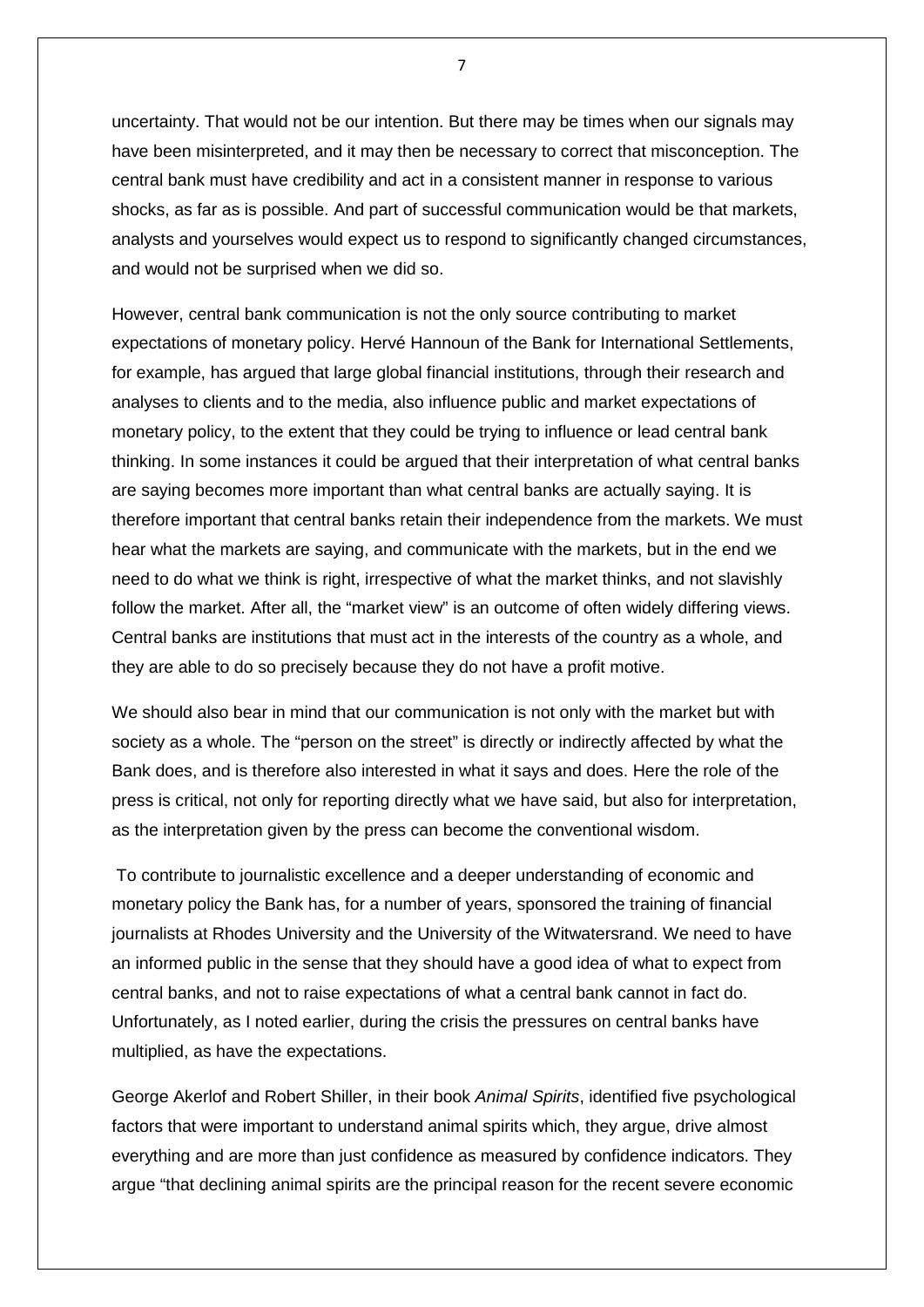uncertainty. That would not be our intention. But there may be times when our signals may have been misinterpreted, and it may then be necessary to correct that misconception. The central bank must have credibility and act in a consistent manner in response to various shocks, as far as is possible. And part of successful communication would be that markets, analysts and yourselves would expect us to respond to significantly changed circumstances, and would not be surprised when we did so.

However, central bank communication is not the only source contributing to market expectations of monetary policy. Hervé Hannoun of the Bank for International Settlements, for example, has argued that large global financial institutions, through their research and analyses to clients and to the media, also influence public and market expectations of monetary policy, to the extent that they could be trying to influence or lead central bank thinking. In some instances it could be argued that their interpretation of what central banks are saying becomes more important than what central banks are actually saying. It is therefore important that central banks retain their independence from the markets. We must hear what the markets are saying, and communicate with the markets, but in the end we need to do what we think is right, irrespective of what the market thinks, and not slavishly follow the market. After all, the "market view" is an outcome of often widely differing views. Central banks are institutions that must act in the interests of the country as a whole, and they are able to do so precisely because they do not have a profit motive.

We should also bear in mind that our communication is not only with the market but with society as a whole. The "person on the street" is directly or indirectly affected by what the Bank does, and is therefore also interested in what it says and does. Here the role of the press is critical, not only for reporting directly what we have said, but also for interpretation, as the interpretation given by the press can become the conventional wisdom.

To contribute to journalistic excellence and a deeper understanding of economic and monetary policy the Bank has, for a number of years, sponsored the training of financial journalists at Rhodes University and the University of the Witwatersrand. We need to have an informed public in the sense that they should have a good idea of what to expect from central banks, and not to raise expectations of what a central bank cannot in fact do. Unfortunately, as I noted earlier, during the crisis the pressures on central banks have multiplied, as have the expectations.

George Akerlof and Robert Shiller, in their book *Animal Spirits*, identified five psychological factors that were important to understand animal spirits which, they argue, drive almost everything and are more than just confidence as measured by confidence indicators. They argue "that declining animal spirits are the principal reason for the recent severe economic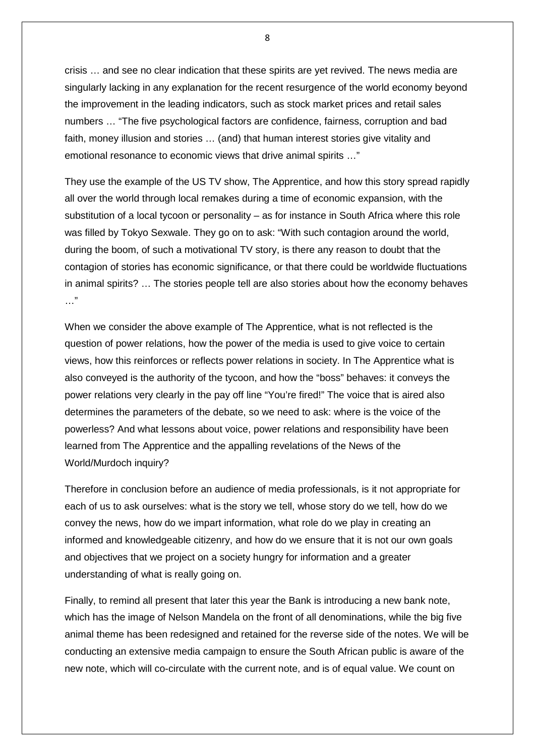crisis … and see no clear indication that these spirits are yet revived. The news media are singularly lacking in any explanation for the recent resurgence of the world economy beyond the improvement in the leading indicators, such as stock market prices and retail sales numbers … "The five psychological factors are confidence, fairness, corruption and bad faith, money illusion and stories … (and) that human interest stories give vitality and emotional resonance to economic views that drive animal spirits …"

They use the example of the US TV show, The Apprentice, and how this story spread rapidly all over the world through local remakes during a time of economic expansion, with the substitution of a local tycoon or personality – as for instance in South Africa where this role was filled by Tokyo Sexwale. They go on to ask: "With such contagion around the world, during the boom, of such a motivational TV story, is there any reason to doubt that the contagion of stories has economic significance, or that there could be worldwide fluctuations in animal spirits? … The stories people tell are also stories about how the economy behaves …"

When we consider the above example of The Apprentice, what is not reflected is the question of power relations, how the power of the media is used to give voice to certain views, how this reinforces or reflects power relations in society. In The Apprentice what is also conveyed is the authority of the tycoon, and how the "boss" behaves: it conveys the power relations very clearly in the pay off line "You're fired!" The voice that is aired also determines the parameters of the debate, so we need to ask: where is the voice of the powerless? And what lessons about voice, power relations and responsibility have been learned from The Apprentice and the appalling revelations of the News of the World/Murdoch inquiry?

Therefore in conclusion before an audience of media professionals, is it not appropriate for each of us to ask ourselves: what is the story we tell, whose story do we tell, how do we convey the news, how do we impart information, what role do we play in creating an informed and knowledgeable citizenry, and how do we ensure that it is not our own goals and objectives that we project on a society hungry for information and a greater understanding of what is really going on.

Finally, to remind all present that later this year the Bank is introducing a new bank note, which has the image of Nelson Mandela on the front of all denominations, while the big five animal theme has been redesigned and retained for the reverse side of the notes. We will be conducting an extensive media campaign to ensure the South African public is aware of the new note, which will co-circulate with the current note, and is of equal value. We count on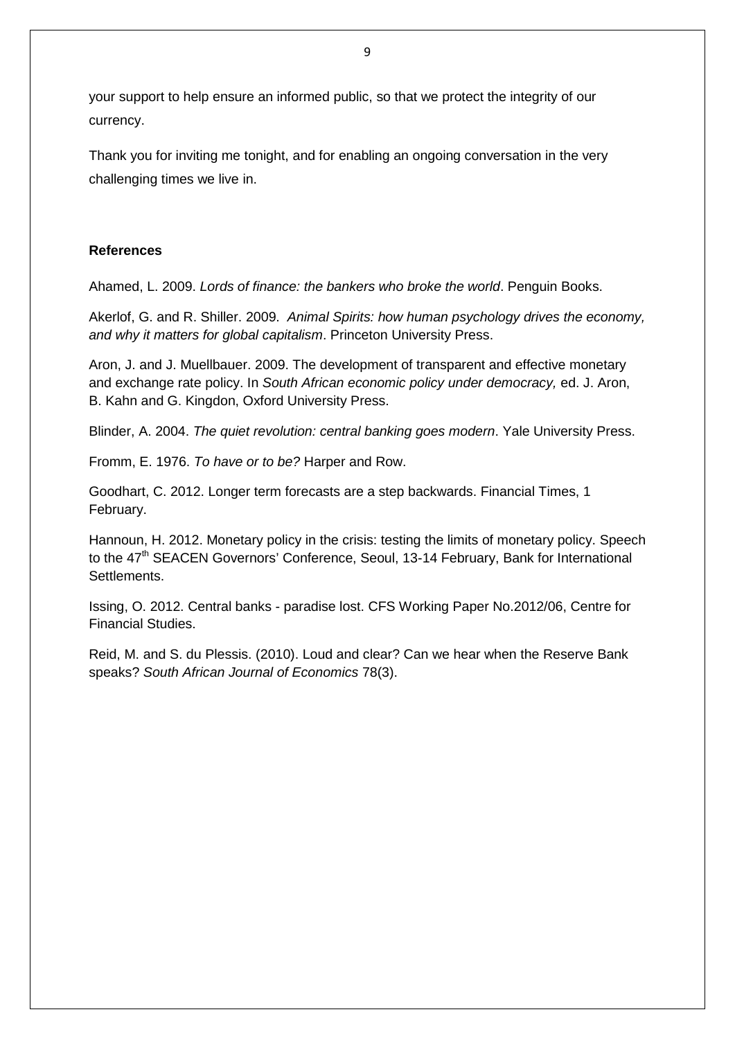your support to help ensure an informed public, so that we protect the integrity of our currency.

Thank you for inviting me tonight, and for enabling an ongoing conversation in the very challenging times we live in.

**References**

Ahamed, L. 2009. *Lords of finance: the bankers who broke the world*. Penguin Books.

Akerlof, G. and R. Shiller. 2009. *Animal Spirits: how human psychology drives the economy, and why it matters for global capitalism*. Princeton University Press.

Aron, J. and J. Muellbauer. 2009. The development of transparent and effective monetary and exchange rate policy. In *South African economic policy under democracy,* ed. J. Aron, B. Kahn and G. Kingdon, Oxford University Press.

Blinder, A. 2004. *The quiet revolution: central banking goes modern*. Yale University Press.

Fromm, E. 1976. *To have or to be?* Harper and Row.

Goodhart, C. 2012. Longer term forecasts are a step backwards. Financial Times, 1 February.

Hannoun, H. 2012. Monetary policy in the crisis: testing the limits of monetary policy. Speech to the 47th SEACEN Governors' Conference, Seoul, 13-14 February, Bank for International Settlements.

Issing, O. 2012. Central banks - paradise lost. CFS Working Paper No.2012/06, Centre for Financial Studies.

Reid, M. and S. du Plessis. (2010). Loud and clear? Can we hear when the Reserve Bank speaks? *South African Journal of Economics* 78(3).